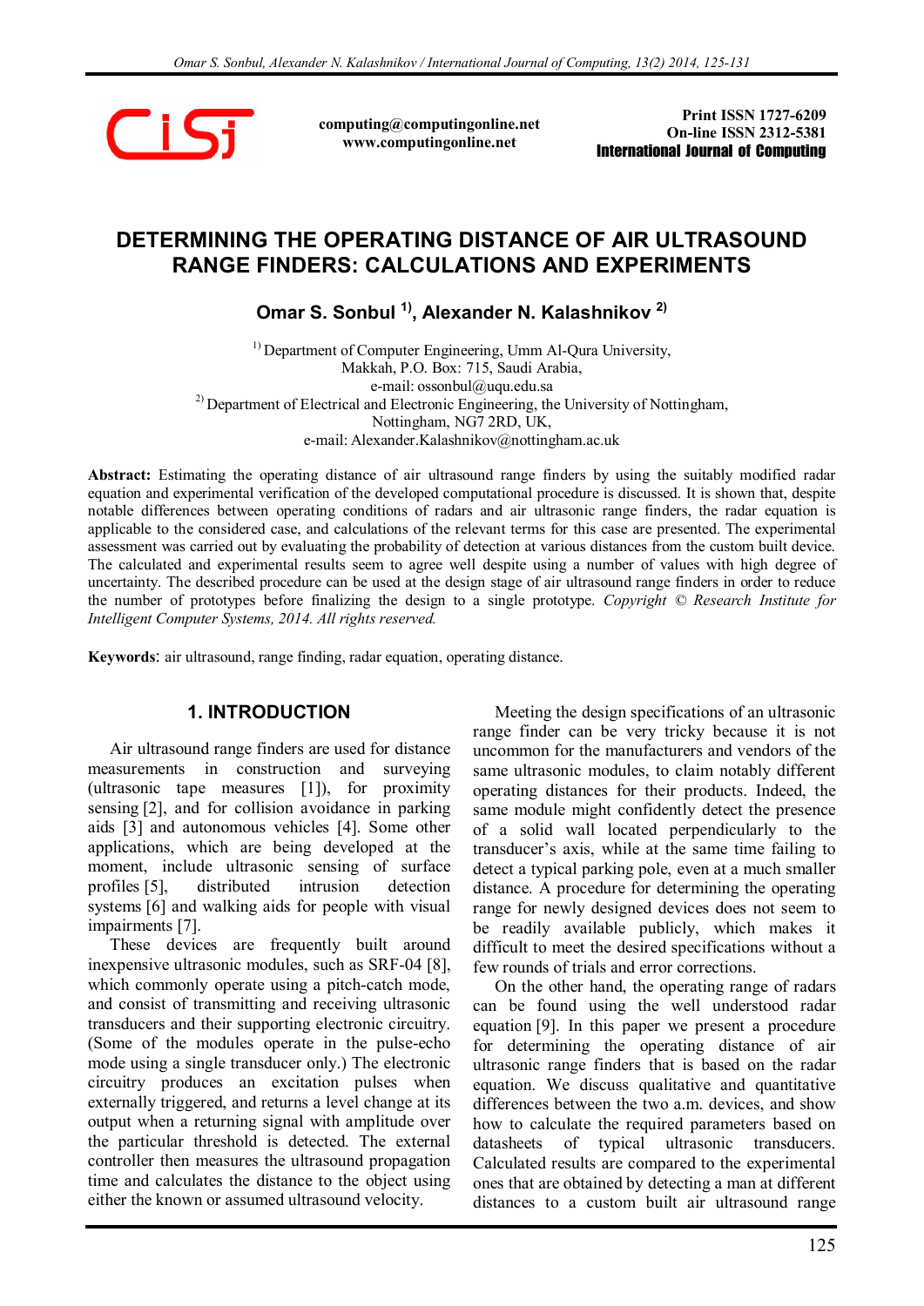computing@computingonline.net
www.computingonline.net

Print ISSN 1727-6209
On-line ISSN 2312-5381
**International Journal of Computing**

# DETERMINING THE OPERATING DISTANCE OF AIR ULTRASOUND RANGE FINDERS: CALCULATIONS AND EXPERIMENTS

**Omar S. Sonbul [1], Alexander N. Kalashnikov [2]**

[1] Department of Computer Engineering, Umm Al-Qura University,
Makkah, P.O. Box: 715, Saudi Arabia,
e-mail: ossonbul@uqu.edu.sa

[2] Department of Electrical and Electronic Engineering, the University of Nottingham,
Nottingham, NG7 2RD, UK,
e-mail: Alexander.Kalashnikov@nottingham.ac.uk

**Abstract:** Estimating the operating distance of air ultrasound range finders by using the suitably modified radar equation and experimental verification of the developed computational procedure is discussed. It is shown that, despite notable differences between operating conditions of radars and air ultrasonic range finders, the radar equation is applicable to the considered case, and calculations of the relevant terms for this case are presented. The experimental assessment was carried out by evaluating the probability of detection at various distances from the custom built device. The calculated and experimental results seem to agree well despite using a number of values with high degree of uncertainty. The described procedure can be used at the design stage of air ultrasound range finders in order to reduce the number of prototypes before finalizing the design to a single prototype. *Copyright © Research Institute for Intelligent Computer Systems, 2014. All rights reserved.*

**Keywords**: air ultrasound, range finding, radar equation, operating distance.

## 1. INTRODUCTION

Air ultrasound range finders are used for distance measurements in construction and surveying (ultrasonic tape measures [1]), for proximity sensing [2], and for collision avoidance in parking aids [3] and autonomous vehicles [4]. Some other applications, which are being developed at the moment, include ultrasonic sensing of surface profiles [5], distributed intrusion detection systems [6] and walking aids for people with visual impairments [7].

These devices are frequently built around inexpensive ultrasonic modules, such as SRF-04 [8], which commonly operate using a pitch-catch mode, and consist of transmitting and receiving ultrasonic transducers and their supporting electronic circuitry. (Some of the modules operate in the pulse-echo mode using a single transducer only.) The electronic circuitry produces an excitation pulses when externally triggered, and returns a level change at its output when a returning signal with amplitude over the particular threshold is detected. The external controller then measures the ultrasound propagation time and calculates the distance to the object using either the known or assumed ultrasound velocity.

Meeting the design specifications of an ultrasonic range finder can be very tricky because it is not uncommon for the manufacturers and vendors of the same ultrasonic modules, to claim notably different operating distances for their products. Indeed, the same module might confidently detect the presence of a solid wall located perpendicularly to the transducer's axis, while at the same time failing to detect a typical parking pole, even at a much smaller distance. A procedure for determining the operating range for newly designed devices does not seem to be readily available publicly, which makes it difficult to meet the desired specifications without a few rounds of trials and error corrections.

On the other hand, the operating range of radars can be found using the well understood radar equation [9]. In this paper we present a procedure for determining the operating distance of air ultrasonic range finders that is based on the radar equation. We discuss qualitative and quantitative differences between the two a.m. devices, and show how to calculate the required parameters based on datasheets of typical ultrasonic transducers. Calculated results are compared to the experimental ones that are obtained by detecting a man at different distances to a custom built air ultrasound range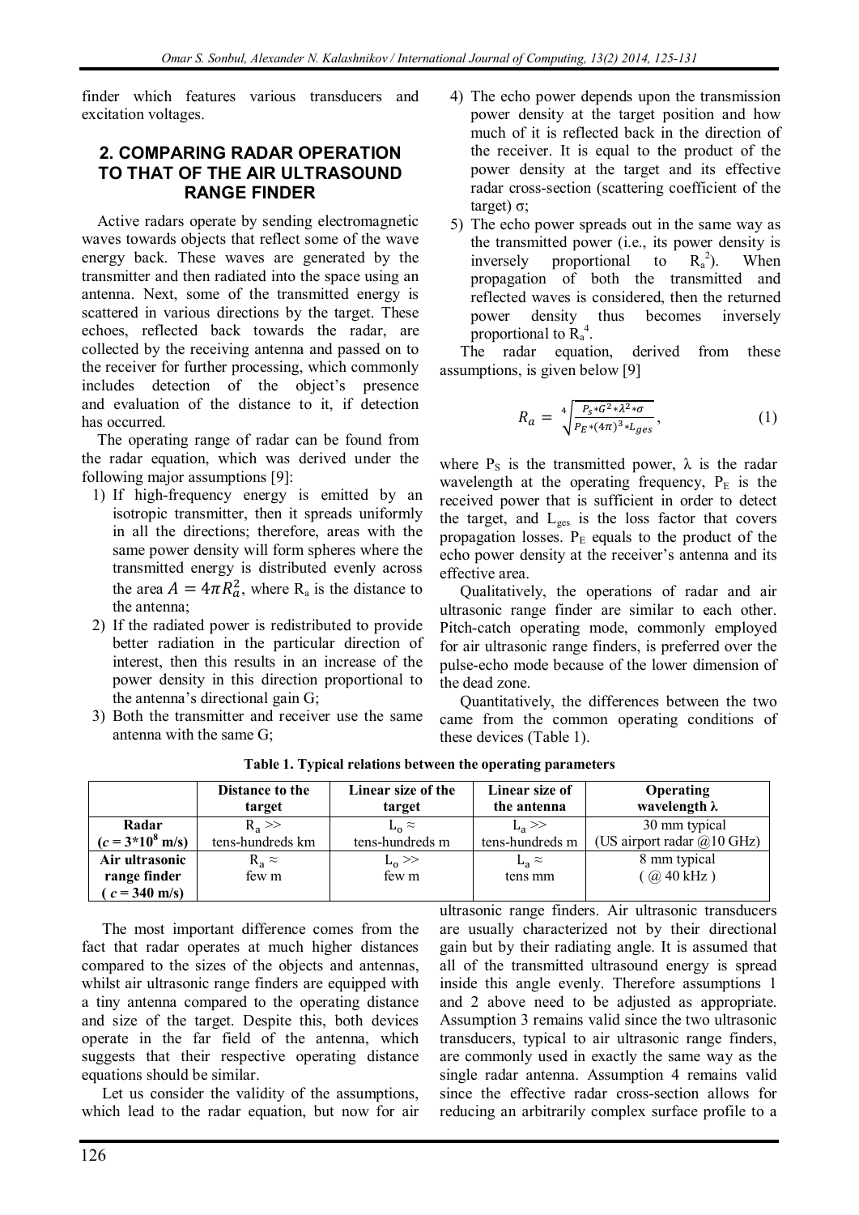finder which features various transducers and excitation voltages.

## 2. COMPARING RADAR OPERATION TO THAT OF THE AIR ULTRASOUND RANGE FINDER

Active radars operate by sending electromagnetic waves towards objects that reflect some of the wave energy back. These waves are generated by the transmitter and then radiated into the space using an antenna. Next, some of the transmitted energy is scattered in various directions by the target. These echoes, reflected back towards the radar, are collected by the receiving antenna and passed on to the receiver for further processing, which commonly includes detection of the object's presence and evaluation of the distance to it, if detection has occurred.

The operating range of radar can be found from the radar equation, which was derived under the following major assumptions [9]:

1) If high-frequency energy is emitted by an isotropic transmitter, then it spreads uniformly in all the directions; therefore, areas with the same power density will form spheres where the transmitted energy is distributed evenly across the area $A = 4\pi R_a^2$, where $R_a$ is the distance to the antenna;
2) If the radiated power is redistributed to provide better radiation in the particular direction of interest, then this results in an increase of the power density in this direction proportional to the antenna's directional gain G;
3) Both the transmitter and receiver use the same antenna with the same G;
4) The echo power depends upon the transmission power density at the target position and how much of it is reflected back in the direction of the receiver. It is equal to the product of the power density at the target and its effective radar cross-section (scattering coefficient of the target) σ;
5) The echo power spreads out in the same way as the transmitted power (i.e., its power density is inversely proportional to $R_a^2$). When propagation of both the transmitted and reflected waves is considered, then the returned power density thus becomes inversely proportional to $R_a^4$.

The radar equation, derived from these assumptions, is given below [9]

$$R_a = \sqrt[4]{\frac{P_S * G^2 * \lambda^2 * \sigma}{P_E * (4\pi)^3 * L_{ges}}}, \tag{1}$$

where $P_S$ is the transmitted power, λ is the radar wavelength at the operating frequency, $P_E$ is the received power that is sufficient in order to detect the target, and $L_{ges}$ is the loss factor that covers propagation losses. $P_E$ equals to the product of the echo power density at the receiver's antenna and its effective area.

Qualitatively, the operations of radar and air ultrasonic range finder are similar to each other. Pitch-catch operating mode, commonly employed for air ultrasonic range finders, is preferred over the pulse-echo mode because of the lower dimension of the dead zone.

Quantitatively, the differences between the two came from the common operating conditions of these devices (Table 1).

**Table 1. Typical relations between the operating parameters**

| | Distance to the target | Linear size of the target | Linear size of the antenna | Operating wavelength λ |
|---|---|---|---|---|
| **Radar ($c = 3*10^8$ m/s)** | $R_a >>$ tens-hundreds km | $L_o \approx$ tens-hundreds m | $L_a >>$ tens-hundreds m | 30 mm typical (US airport radar @10 GHz) |
| **Air ultrasonic range finder ($c = 340$ m/s)** | $R_a \approx$ few m | $L_o >>$ few m | $L_a \approx$ tens mm | 8 mm typical ( @ 40 kHz ) |

The most important difference comes from the fact that radar operates at much higher distances compared to the sizes of the objects and antennas, whilst air ultrasonic range finders are equipped with a tiny antenna compared to the operating distance and size of the target. Despite this, both devices operate in the far field of the antenna, which suggests that their respective operating distance equations should be similar.

Let us consider the validity of the assumptions, which lead to the radar equation, but now for air ultrasonic range finders. Air ultrasonic transducers are usually characterized not by their directional gain but by their radiating angle. It is assumed that all of the transmitted ultrasound energy is spread inside this angle evenly. Therefore assumptions 1 and 2 above need to be adjusted as appropriate. Assumption 3 remains valid since the two ultrasonic transducers, typical to air ultrasonic range finders, are commonly used in exactly the same way as the single radar antenna. Assumption 4 remains valid since the effective radar cross-section allows for reducing an arbitrarily complex surface profile to a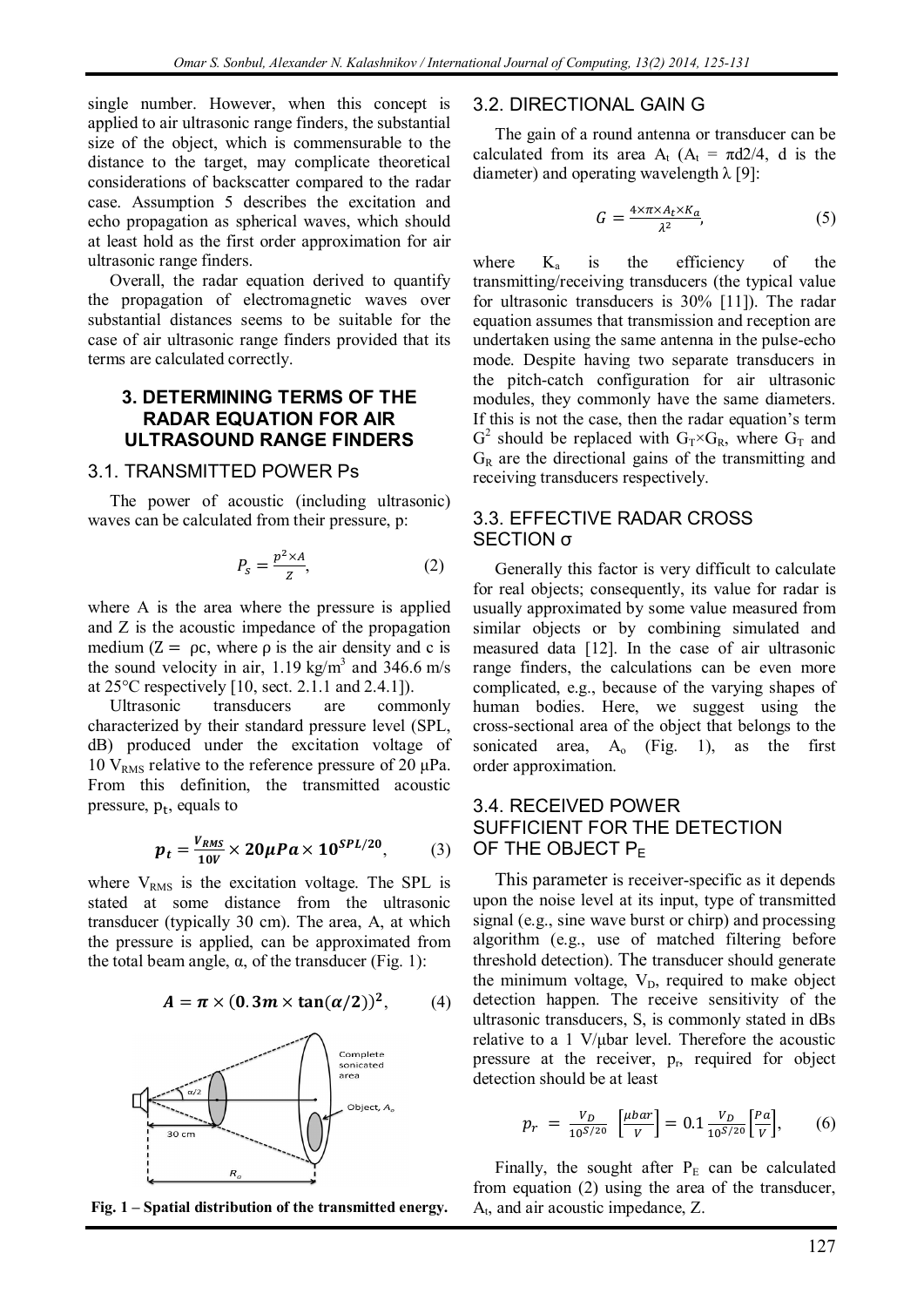single number. However, when this concept is applied to air ultrasonic range finders, the substantial size of the object, which is commensurable to the distance to the target, may complicate theoretical considerations of backscatter compared to the radar case. Assumption 5 describes the excitation and echo propagation as spherical waves, which should at least hold as the first order approximation for air ultrasonic range finders.

Overall, the radar equation derived to quantify the propagation of electromagnetic waves over substantial distances seems to be suitable for the case of air ultrasonic range finders provided that its terms are calculated correctly.

## 3. DETERMINING TERMS OF THE RADAR EQUATION FOR AIR ULTRASOUND RANGE FINDERS

### 3.1. TRANSMITTED POWER Ps

The power of acoustic (including ultrasonic) waves can be calculated from their pressure, p:

$$P_S = \frac{p^2 \times A}{Z}, \tag{2}$$

where A is the area where the pressure is applied and Z is the acoustic impedance of the propagation medium (Z = ρc, where ρ is the air density and c is the sound velocity in air, 1.19 kg/m$^3$ and 346.6 m/s at 25°C respectively [10, sect. 2.1.1 and 2.4.1]).

Ultrasonic transducers are commonly characterized by their standard pressure level (SPL, dB) produced under the excitation voltage of 10 $V_{RMS}$ relative to the reference pressure of 20 μPa. From this definition, the transmitted acoustic pressure, $p_t$, equals to

$$\boldsymbol{p_t = \frac{V_{RMS}}{10V} \times 20\mu Pa \times 10^{SPL/20}}, \tag{3}$$

where $V_{RMS}$ is the excitation voltage. The SPL is stated at some distance from the ultrasonic transducer (typically 30 cm). The area, A, at which the pressure is applied, can be approximated from the total beam angle, α, of the transducer (Fig. 1):

$$\boldsymbol{A = \pi \times (0.3m \times \tan(\alpha/2))^2}, \tag{4}$$

**Fig. 1 – Spatial distribution of the transmitted energy.**

### 3.2. DIRECTIONAL GAIN G

The gain of a round antenna or transducer can be calculated from its area $A_t$ ($A_t$ = πd2/4, d is the diameter) and operating wavelength λ [9]:

$$G = \frac{4 \times \pi \times A_t \times K_a}{\lambda^2}, \tag{5}$$

where $K_a$ is the efficiency of the transmitting/receiving transducers (the typical value for ultrasonic transducers is 30% [11]). The radar equation assumes that transmission and reception are undertaken using the same antenna in the pulse-echo mode. Despite having two separate transducers in the pitch-catch configuration for air ultrasonic modules, they commonly have the same diameters. If this is not the case, then the radar equation's term $G^2$ should be replaced with $G_T \times G_R$, where $G_T$ and $G_R$ are the directional gains of the transmitting and receiving transducers respectively.

### 3.3. EFFECTIVE RADAR CROSS SECTION σ

Generally this factor is very difficult to calculate for real objects; consequently, its value for radar is usually approximated by some value measured from similar objects or by combining simulated and measured data [12]. In the case of air ultrasonic range finders, the calculations can be even more complicated, e.g., because of the varying shapes of human bodies. Here, we suggest using the cross-sectional area of the object that belongs to the sonicated area, $A_o$ (Fig. 1), as the first order approximation.

### 3.4. RECEIVED POWER SUFFICIENT FOR THE DETECTION OF THE OBJECT $P_E$

This parameter is receiver-specific as it depends upon the noise level at its input, type of transmitted signal (e.g., sine wave burst or chirp) and processing algorithm (e.g., use of matched filtering before threshold detection). The transducer should generate the minimum voltage, $V_D$, required to make object detection happen. The receive sensitivity of the ultrasonic transducers, S, is commonly stated in dBs relative to a 1 V/μbar level. Therefore the acoustic pressure at the receiver, $p_r$, required for object detection should be at least

$$p_r = \frac{V_D}{10^{S/20}} \left[\frac{\mu bar}{V}\right] = 0.1 \frac{V_D}{10^{S/20}} \left[\frac{Pa}{V}\right], \tag{6}$$

Finally, the sought after $P_E$ can be calculated from equation (2) using the area of the transducer, $A_t$, and air acoustic impedance, Z.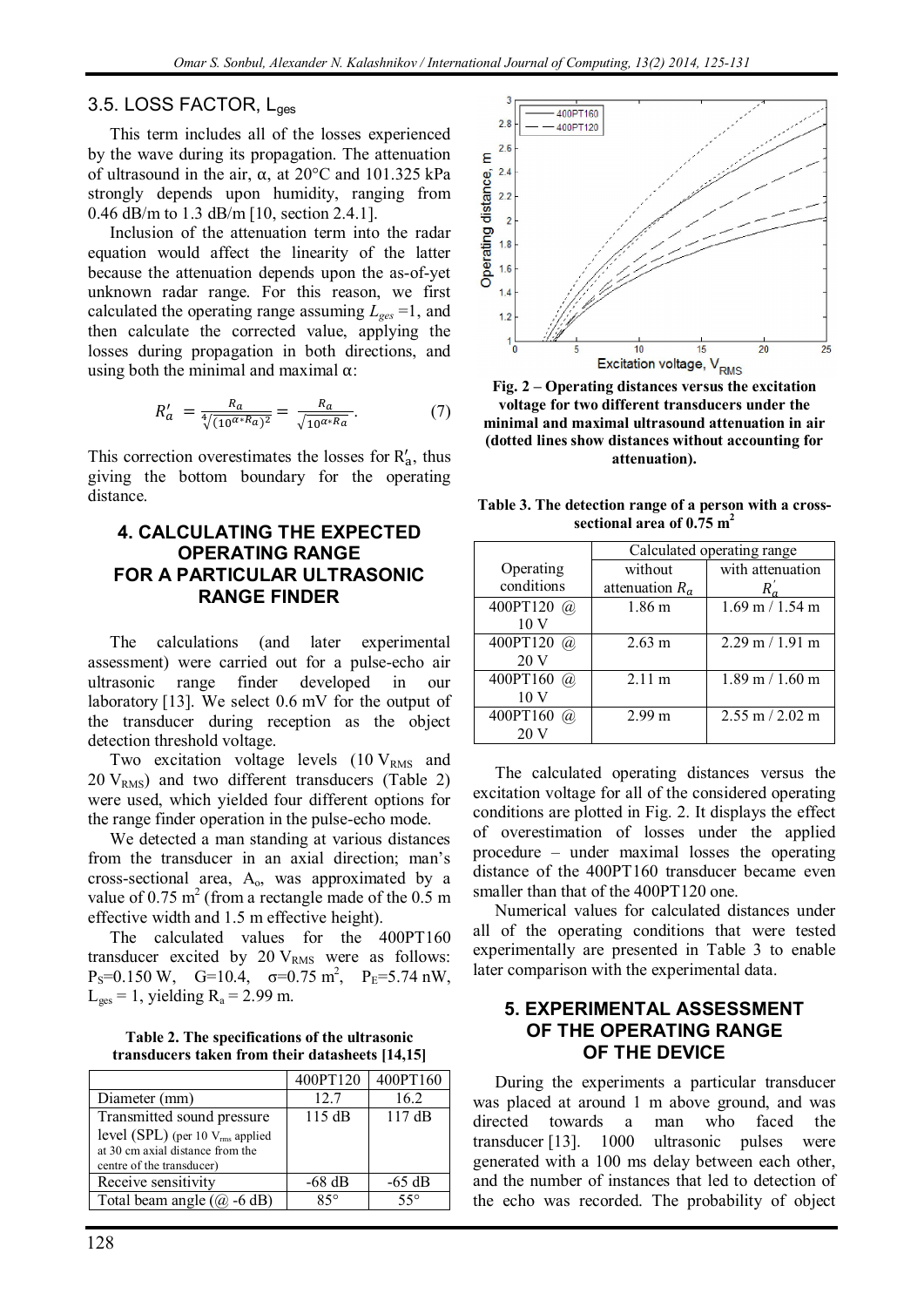### 3.5. LOSS FACTOR, $L_{ges}$

This term includes all of the losses experienced by the wave during its propagation. The attenuation of ultrasound in the air, α, at 20°C and 101.325 kPa strongly depends upon humidity, ranging from 0.46 dB/m to 1.3 dB/m [10, section 2.4.1].

Inclusion of the attenuation term into the radar equation would affect the linearity of the latter because the attenuation depends upon the as-of-yet unknown radar range. For this reason, we first calculated the operating range assuming $L_{ges}$ =1, and then calculate the corrected value, applying the losses during propagation in both directions, and using both the minimal and maximal α:

$$R'_a = \frac{R_a}{\sqrt[4]{(10^{\alpha * R_a})^2}} = \frac{R_a}{\sqrt{10^{\alpha * R_a}}}. \quad (7)$$

This correction overestimates the losses for $R'_a$, thus giving the bottom boundary for the operating distance.

## 4. CALCULATING THE EXPECTED OPERATING RANGE FOR A PARTICULAR ULTRASONIC RANGE FINDER

The calculations (and later experimental assessment) were carried out for a pulse-echo air ultrasonic range finder developed in our laboratory [13]. We select 0.6 mV for the output of the transducer during reception as the object detection threshold voltage.

Two excitation voltage levels (10 $V_{RMS}$ and 20 $V_{RMS}$) and two different transducers (Table 2) were used, which yielded four different options for the range finder operation in the pulse-echo mode.

We detected a man standing at various distances from the transducer in an axial direction; man's cross-sectional area, $A_o$, was approximated by a value of 0.75 m$^2$ (from a rectangle made of the 0.5 m effective width and 1.5 m effective height).

The calculated values for the 400PT160 transducer excited by 20 $V_{RMS}$ were as follows: $P_S$=0.150 W, G=10.4, σ=0.75 m$^2$, $P_E$=5.74 nW, $L_{ges}$ = 1, yielding $R_a$ = 2.99 m.

**Table 2. The specifications of the ultrasonic transducers taken from their datasheets [14,15]**

| | 400PT120 | 400PT160 |
|---|---|---|
| Diameter (mm) | 12.7 | 16.2 |
| Transmitted sound pressure level (SPL) (per 10 $V_{rms}$ applied at 30 cm axial distance from the centre of the transducer) | 115 dB | 117 dB |
| Receive sensitivity | -68 dB | -65 dB |
| Total beam angle (@ -6 dB) | 85° | 55° |

**Fig. 2 – Operating distances versus the excitation voltage for two different transducers under the minimal and maximal ultrasound attenuation in air (dotted lines show distances without accounting for attenuation).**

**Table 3. The detection range of a person with a cross-sectional area of 0.75 m$^2$**

| Operating conditions | Calculated operating range | |
|---|---|---|
| | without attenuation $R_a$ | with attenuation $R'_a$ |
| 400PT120 @ 10 V | 1.86 m | 1.69 m / 1.54 m |
| 400PT120 @ 20 V | 2.63 m | 2.29 m / 1.91 m |
| 400PT160 @ 10 V | 2.11 m | 1.89 m / 1.60 m |
| 400PT160 @ 20 V | 2.99 m | 2.55 m / 2.02 m |

The calculated operating distances versus the excitation voltage for all of the considered operating conditions are plotted in Fig. 2. It displays the effect of overestimation of losses under the applied procedure – under maximal losses the operating distance of the 400PT160 transducer became even smaller than that of the 400PT120 one.

Numerical values for calculated distances under all of the operating conditions that were tested experimentally are presented in Table 3 to enable later comparison with the experimental data.

## 5. EXPERIMENTAL ASSESSMENT OF THE OPERATING RANGE OF THE DEVICE

During the experiments a particular transducer was placed at around 1 m above ground, and was directed towards a man who faced the transducer [13]. 1000 ultrasonic pulses were generated with a 100 ms delay between each other, and the number of instances that led to detection of the echo was recorded. The probability of object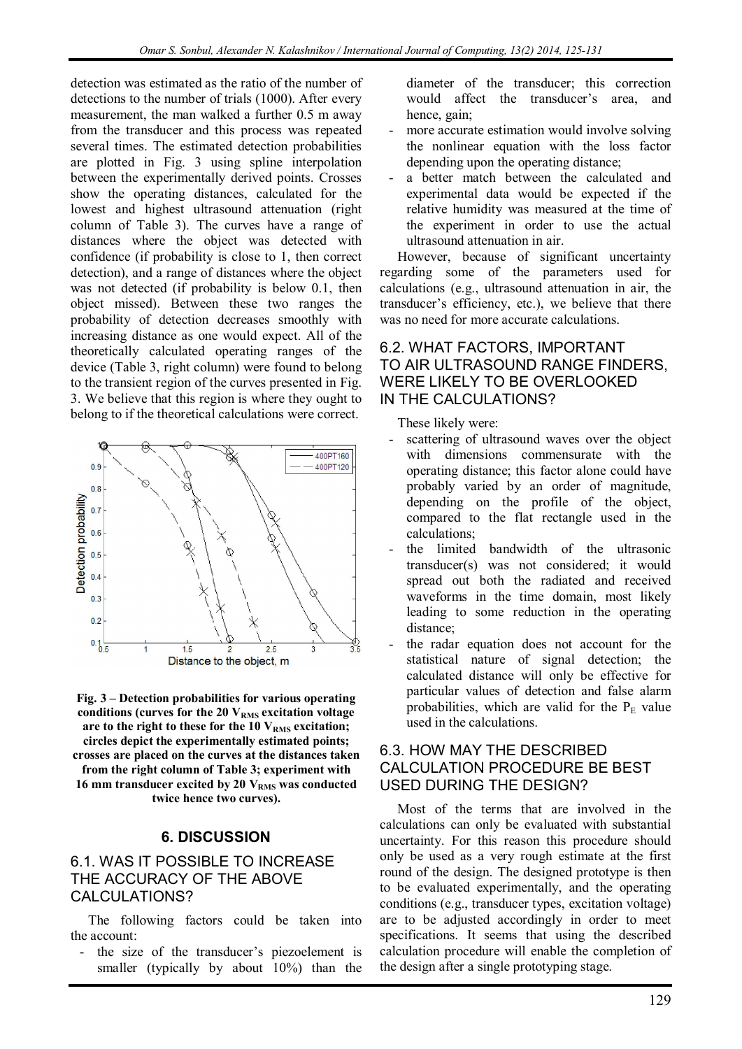detection was estimated as the ratio of the number of detections to the number of trials (1000). After every measurement, the man walked a further 0.5 m away from the transducer and this process was repeated several times. The estimated detection probabilities are plotted in Fig. 3 using spline interpolation between the experimentally derived points. Crosses show the operating distances, calculated for the lowest and highest ultrasound attenuation (right column of Table 3). The curves have a range of distances where the object was detected with confidence (if probability is close to 1, then correct detection), and a range of distances where the object was not detected (if probability is below 0.1, then object missed). Between these two ranges the probability of detection decreases smoothly with increasing distance as one would expect. All of the theoretically calculated operating ranges of the device (Table 3, right column) were found to belong to the transient region of the curves presented in Fig. 3. We believe that this region is where they ought to belong to if the theoretical calculations were correct.

**Fig. 3 – Detection probabilities for various operating conditions (curves for the 20 $V_{RMS}$ excitation voltage are to the right to these for the 10 $V_{RMS}$ excitation; circles depict the experimentally estimated points; crosses are placed on the curves at the distances taken from the right column of Table 3; experiment with 16 mm transducer excited by 20 $V_{RMS}$ was conducted twice hence two curves).**

## 6. DISCUSSION

### 6.1. WAS IT POSSIBLE TO INCREASE THE ACCURACY OF THE ABOVE CALCULATIONS?

The following factors could be taken into the account:

- the size of the transducer's piezoelement is smaller (typically by about 10%) than the diameter of the transducer; this correction would affect the transducer's area, and hence, gain;
- more accurate estimation would involve solving the nonlinear equation with the loss factor depending upon the operating distance;
- a better match between the calculated and experimental data would be expected if the relative humidity was measured at the time of the experiment in order to use the actual ultrasound attenuation in air.

However, because of significant uncertainty regarding some of the parameters used for calculations (e.g., ultrasound attenuation in air, the transducer's efficiency, etc.), we believe that there was no need for more accurate calculations.

### 6.2. WHAT FACTORS, IMPORTANT TO AIR ULTRASOUND RANGE FINDERS, WERE LIKELY TO BE OVERLOOKED IN THE CALCULATIONS?

These likely were:

- scattering of ultrasound waves over the object with dimensions commensurate with the operating distance; this factor alone could have probably varied by an order of magnitude, depending on the profile of the object, compared to the flat rectangle used in the calculations;
- the limited bandwidth of the ultrasonic transducer(s) was not considered; it would spread out both the radiated and received waveforms in the time domain, most likely leading to some reduction in the operating distance;
- the radar equation does not account for the statistical nature of signal detection; the calculated distance will only be effective for particular values of detection and false alarm probabilities, which are valid for the $P_E$ value used in the calculations.

### 6.3. HOW MAY THE DESCRIBED CALCULATION PROCEDURE BE BEST USED DURING THE DESIGN?

Most of the terms that are involved in the calculations can only be evaluated with substantial uncertainty. For this reason this procedure should only be used as a very rough estimate at the first round of the design. The designed prototype is then to be evaluated experimentally, and the operating conditions (e.g., transducer types, excitation voltage) are to be adjusted accordingly in order to meet specifications. It seems that using the described calculation procedure will enable the completion of the design after a single prototyping stage.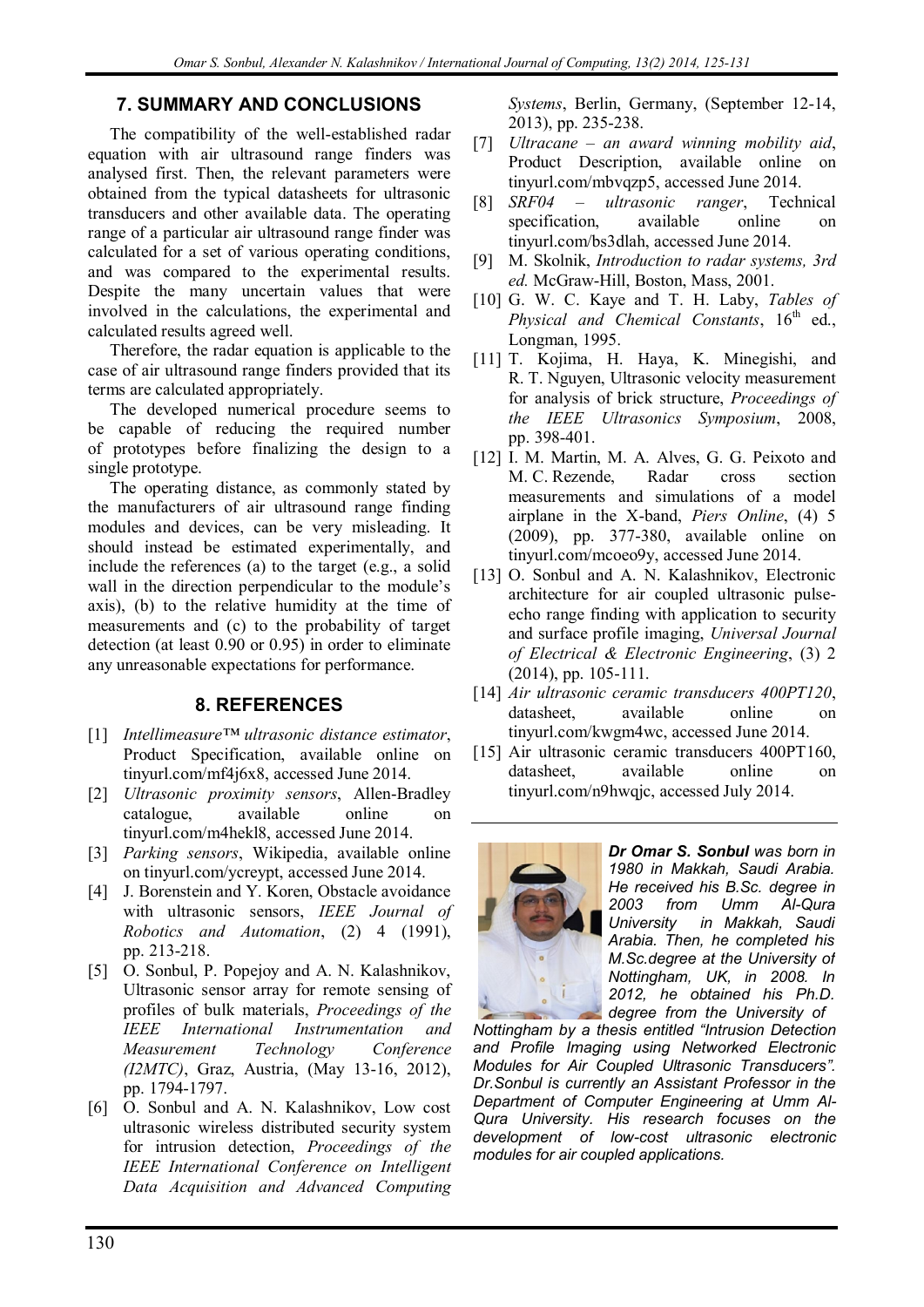## 7. SUMMARY AND CONCLUSIONS

The compatibility of the well-established radar equation with air ultrasound range finders was analysed first. Then, the relevant parameters were obtained from the typical datasheets for ultrasonic transducers and other available data. The operating range of a particular air ultrasound range finder was calculated for a set of various operating conditions, and was compared to the experimental results. Despite the many uncertain values that were involved in the calculations, the experimental and calculated results agreed well.

Therefore, the radar equation is applicable to the case of air ultrasound range finders provided that its terms are calculated appropriately.

The developed numerical procedure seems to be capable of reducing the required number of prototypes before finalizing the design to a single prototype.

The operating distance, as commonly stated by the manufacturers of air ultrasound range finding modules and devices, can be very misleading. It should instead be estimated experimentally, and include the references (a) to the target (e.g., a solid wall in the direction perpendicular to the module's axis), (b) to the relative humidity at the time of measurements and (c) to the probability of target detection (at least 0.90 or 0.95) in order to eliminate any unreasonable expectations for performance.

## 8. REFERENCES

[1] *Intellimeasure™ ultrasonic distance estimator*, Product Specification, available online on tinyurl.com/mf4j6x8, accessed June 2014.

[2] *Ultrasonic proximity sensors*, Allen-Bradley catalogue, available online on tinyurl.com/m4hekl8, accessed June 2014.

[3] *Parking sensors*, Wikipedia, available online on tinyurl.com/ycreypt, accessed June 2014.

[4] J. Borenstein and Y. Koren, Obstacle avoidance with ultrasonic sensors, *IEEE Journal of Robotics and Automation*, (2) 4 (1991), pp. 213-218.

[5] O. Sonbul, P. Popejoy and A. N. Kalashnikov, Ultrasonic sensor array for remote sensing of profiles of bulk materials, *Proceedings of the IEEE International Instrumentation and Measurement Technology Conference (I2MTC)*, Graz, Austria, (May 13-16, 2012), pp. 1794-1797.

[6] O. Sonbul and A. N. Kalashnikov, Low cost ultrasonic wireless distributed security system for intrusion detection, *Proceedings of the IEEE International Conference on Intelligent Data Acquisition and Advanced Computing Systems*, Berlin, Germany, (September 12-14, 2013), pp. 235-238.

[7] *Ultracane – an award winning mobility aid*, Product Description, available online on tinyurl.com/mbvqzp5, accessed June 2014.

[8] *SRF04 – ultrasonic ranger*, Technical specification, available online on tinyurl.com/bs3dlah, accessed June 2014.

[9] M. Skolnik, *Introduction to radar systems, 3rd ed.* McGraw-Hill, Boston, Mass, 2001.

[10] G. W. C. Kaye and T. H. Laby, *Tables of Physical and Chemical Constants*, 16th ed., Longman, 1995.

[11] T. Kojima, H. Haya, K. Minegishi, and R. T. Nguyen, Ultrasonic velocity measurement for analysis of brick structure, *Proceedings of the IEEE Ultrasonics Symposium*, 2008, pp. 398-401.

[12] I. M. Martin, M. A. Alves, G. G. Peixoto and M. C. Rezende, Radar cross section measurements and simulations of a model airplane in the X-band, *Piers Online*, (4) 5 (2009), pp. 377-380, available online on tinyurl.com/mcoeo9y, accessed June 2014.

[13] O. Sonbul and A. N. Kalashnikov, Electronic architecture for air coupled ultrasonic pulse-echo range finding with application to security and surface profile imaging, *Universal Journal of Electrical & Electronic Engineering*, (3) 2 (2014), pp. 105-111.

[14] *Air ultrasonic ceramic transducers 400PT120*, datasheet, available online on tinyurl.com/kwgm4wc, accessed June 2014.

[15] Air ultrasonic ceramic transducers 400PT160, datasheet, available online on tinyurl.com/n9hwqjc, accessed July 2014.

***Dr Omar S. Sonbul*** *was born in 1980 in Makkah, Saudi Arabia. He received his B.Sc. degree in 2003 from Umm Al-Qura University in Makkah, Saudi Arabia. Then, he completed his M.Sc.degree at the University of Nottingham, UK, in 2008. In 2012, he obtained his Ph.D. degree from the University of Nottingham by a thesis entitled "Intrusion Detection and Profile Imaging using Networked Electronic Modules for Air Coupled Ultrasonic Transducers". Dr.Sonbul is currently an Assistant Professor in the Department of Computer Engineering at Umm Al-Qura University. His research focuses on the development of low-cost ultrasonic electronic modules for air coupled applications.*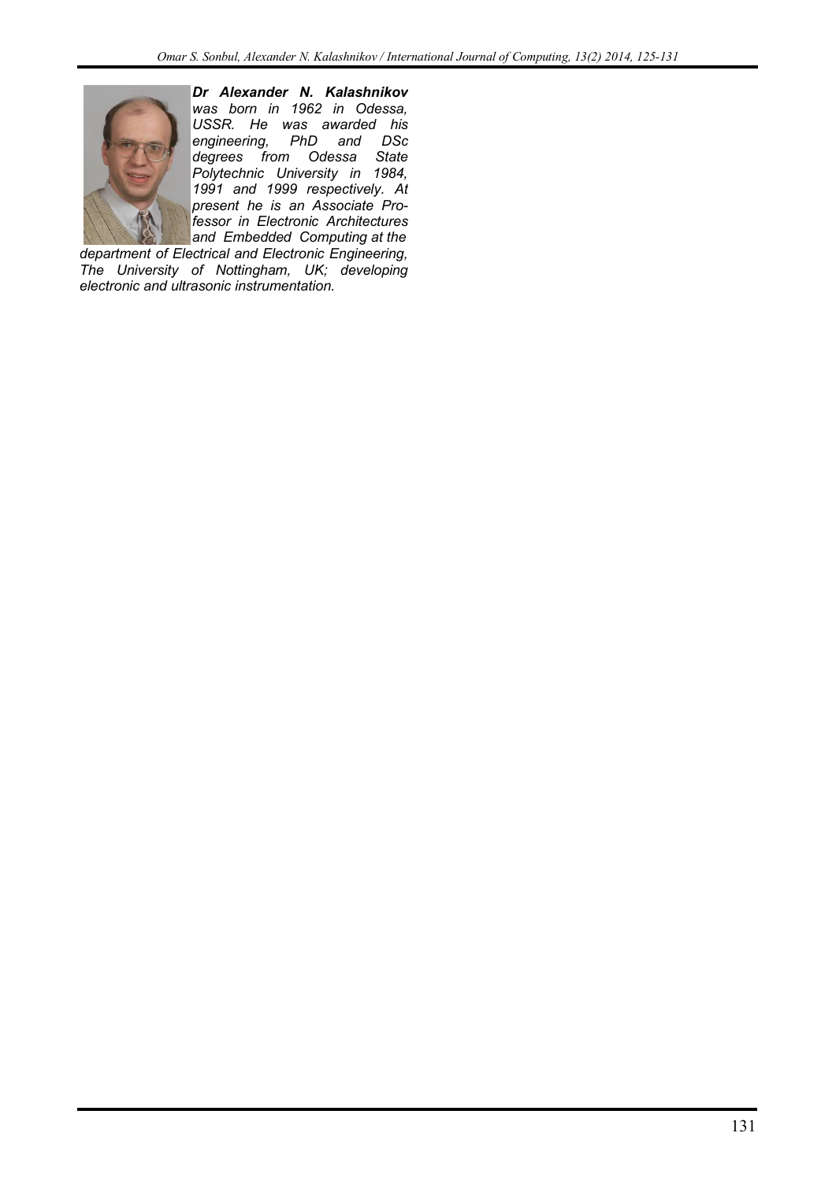***Dr Alexander N. Kalashnikov*** *was born in 1962 in Odessa, USSR. He was awarded his engineering, PhD and DSc degrees from Odessa State Polytechnic University in 1984, 1991 and 1999 respectively. At present he is an Associate Professor in Electronic Architectures and Embedded Computing at the department of Electrical and Electronic Engineering, The University of Nottingham, UK; developing electronic and ultrasonic instrumentation.*